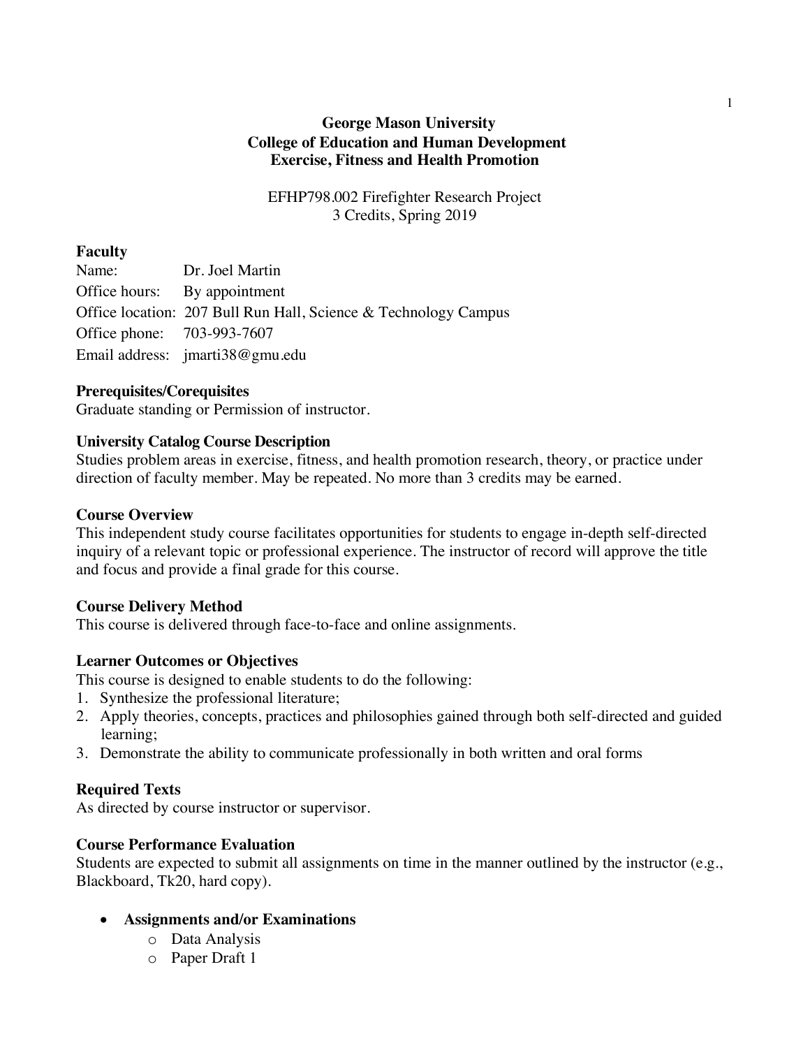# George Mason University
# College of Education and Human Development
# Exercise, Fitness and Health Promotion

EFHP798.002 Firefighter Research Project
3 Credits, Spring 2019

## Faculty

Name: Dr. Joel Martin
Office hours: By appointment
Office location: 207 Bull Run Hall, Science & Technology Campus
Office phone: 703-993-7607
Email address: jmarti38@gmu.edu

## Prerequisites/Corequisites

Graduate standing or Permission of instructor.

## University Catalog Course Description

Studies problem areas in exercise, fitness, and health promotion research, theory, or practice under direction of faculty member. May be repeated. No more than 3 credits may be earned.

## Course Overview

This independent study course facilitates opportunities for students to engage in-depth self-directed inquiry of a relevant topic or professional experience. The instructor of record will approve the title and focus and provide a final grade for this course.

## Course Delivery Method

This course is delivered through face-to-face and online assignments.

## Learner Outcomes or Objectives

This course is designed to enable students to do the following:

1. Synthesize the professional literature;
2. Apply theories, concepts, practices and philosophies gained through both self-directed and guided learning;
3. Demonstrate the ability to communicate professionally in both written and oral forms

## Required Texts

As directed by course instructor or supervisor.

## Course Performance Evaluation

Students are expected to submit all assignments on time in the manner outlined by the instructor (e.g., Blackboard, Tk20, hard copy).

- **Assignments and/or Examinations**
  - Data Analysis
  - Paper Draft 1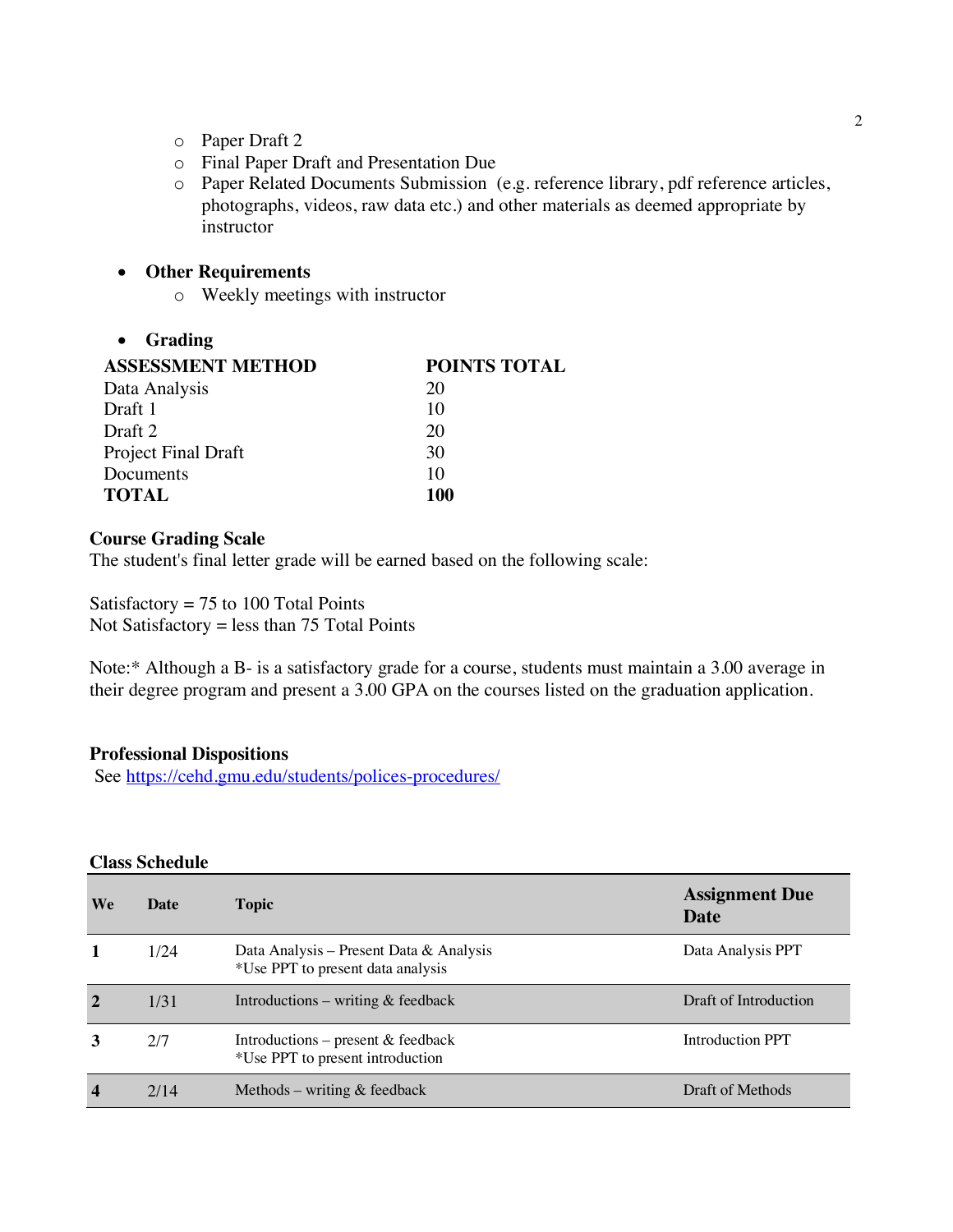- Paper Draft 2
  - Final Paper Draft and Presentation Due
  - Paper Related Documents Submission (e.g. reference library, pdf reference articles, photographs, videos, raw data etc.) and other materials as deemed appropriate by instructor

- **Other Requirements**
  - Weekly meetings with instructor

- **Grading**

| **ASSESSMENT METHOD** | **POINTS TOTAL** |
|---|---|
| Data Analysis | 20 |
| Draft 1 | 10 |
| Draft 2 | 20 |
| Project Final Draft | 30 |
| Documents | 10 |
| **TOTAL** | **100** |

**Course Grading Scale**

The student's final letter grade will be earned based on the following scale:

Satisfactory = 75 to 100 Total Points
Not Satisfactory = less than 75 Total Points

Note:* Although a B- is a satisfactory grade for a course, students must maintain a 3.00 average in their degree program and present a 3.00 GPA on the courses listed on the graduation application.

**Professional Dispositions**

See https://cehd.gmu.edu/students/polices-procedures/

**Class Schedule**

| We | Date | Topic | Assignment Due Date |
|---|---|---|---|
| **1** | 1/24 | Data Analysis – Present Data & Analysis *Use PPT to present data analysis | Data Analysis PPT |
| **2** | 1/31 | Introductions – writing & feedback | Draft of Introduction |
| **3** | 2/7 | Introductions – present & feedback *Use PPT to present introduction | Introduction PPT |
| **4** | 2/14 | Methods – writing & feedback | Draft of Methods |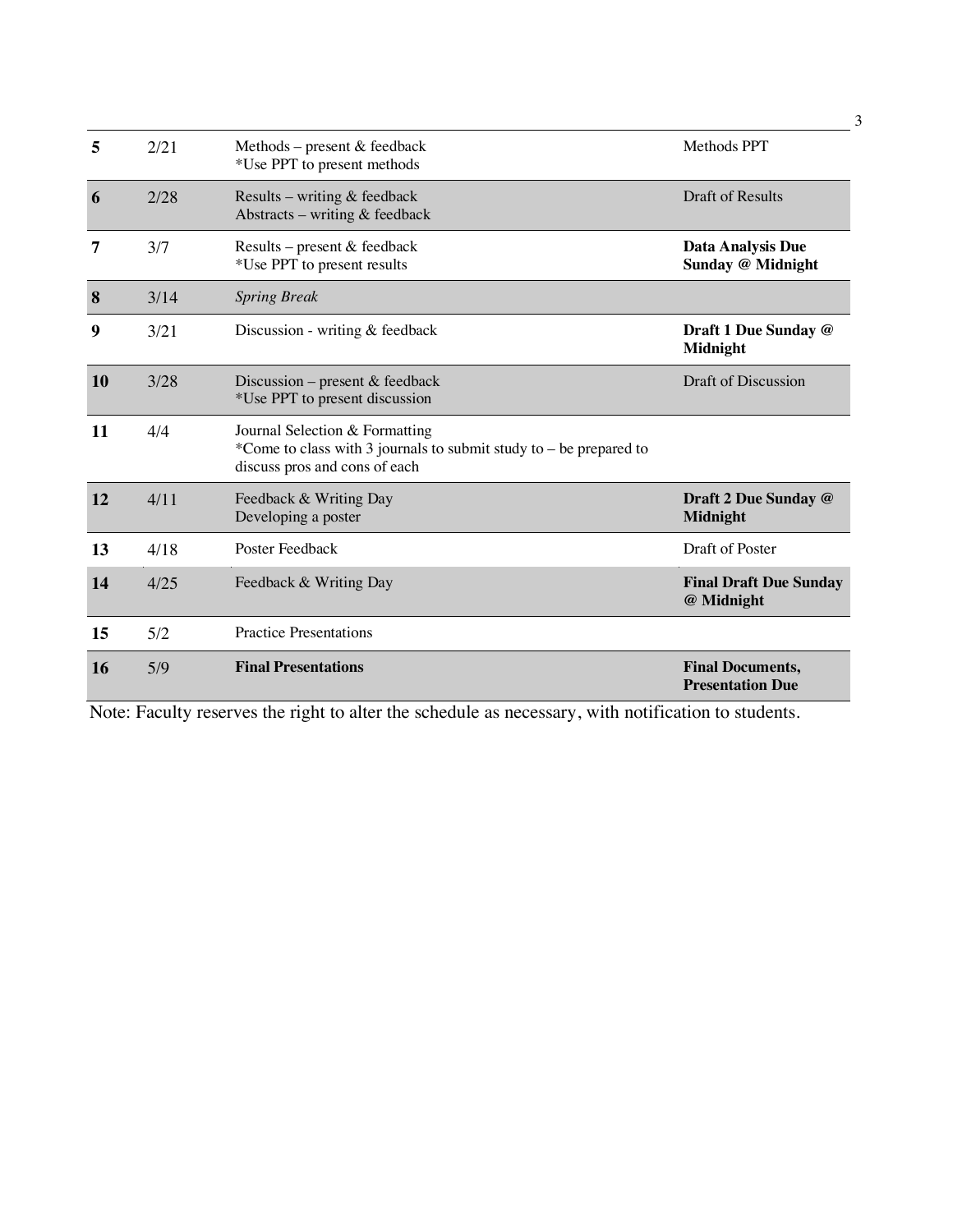| **5** | 2/21 | Methods – present & feedback<br>*Use PPT to present methods | Methods PPT |
|---|---|---|---|
| **6** | 2/28 | Results – writing & feedback<br>Abstracts – writing & feedback | Draft of Results |
| **7** | 3/7 | Results – present & feedback<br>*Use PPT to present results | **Data Analysis Due Sunday @ Midnight** |
| **8** | 3/14 | *Spring Break* | |
| **9** | 3/21 | Discussion - writing & feedback | **Draft 1 Due Sunday @ Midnight** |
| **10** | 3/28 | Discussion – present & feedback<br>*Use PPT to present discussion | Draft of Discussion |
| **11** | 4/4 | Journal Selection & Formatting<br>*Come to class with 3 journals to submit study to – be prepared to discuss pros and cons of each | |
| **12** | 4/11 | Feedback & Writing Day<br>Developing a poster | **Draft 2 Due Sunday @ Midnight** |
| **13** | 4/18 | Poster Feedback | Draft of Poster |
| **14** | 4/25 | Feedback & Writing Day | **Final Draft Due Sunday @ Midnight** |
| **15** | 5/2 | Practice Presentations | |
| **16** | 5/9 | **Final Presentations** | **Final Documents, Presentation Due** |

Note: Faculty reserves the right to alter the schedule as necessary, with notification to students.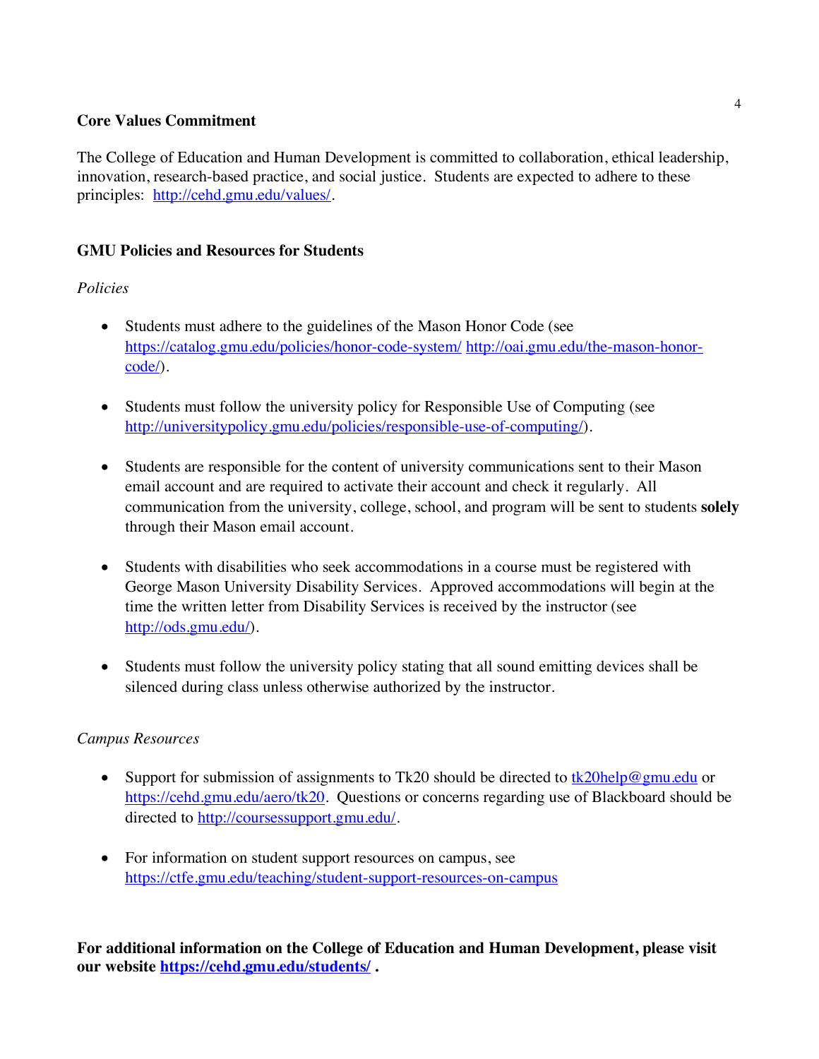**Core Values Commitment**

The College of Education and Human Development is committed to collaboration, ethical leadership, innovation, research-based practice, and social justice. Students are expected to adhere to these principles: http://cehd.gmu.edu/values/.

**GMU Policies and Resources for Students**

*Policies*

- Students must adhere to the guidelines of the Mason Honor Code (see https://catalog.gmu.edu/policies/honor-code-system/ http://oai.gmu.edu/the-mason-honor-code/).

- Students must follow the university policy for Responsible Use of Computing (see http://universitypolicy.gmu.edu/policies/responsible-use-of-computing/).

- Students are responsible for the content of university communications sent to their Mason email account and are required to activate their account and check it regularly. All communication from the university, college, school, and program will be sent to students **solely** through their Mason email account.

- Students with disabilities who seek accommodations in a course must be registered with George Mason University Disability Services. Approved accommodations will begin at the time the written letter from Disability Services is received by the instructor (see http://ods.gmu.edu/).

- Students must follow the university policy stating that all sound emitting devices shall be silenced during class unless otherwise authorized by the instructor.

*Campus Resources*

- Support for submission of assignments to Tk20 should be directed to tk20help@gmu.edu or https://cehd.gmu.edu/aero/tk20. Questions or concerns regarding use of Blackboard should be directed to http://coursessupport.gmu.edu/.

- For information on student support resources on campus, see https://ctfe.gmu.edu/teaching/student-support-resources-on-campus

**For additional information on the College of Education and Human Development, please visit our website https://cehd.gmu.edu/students/ .**